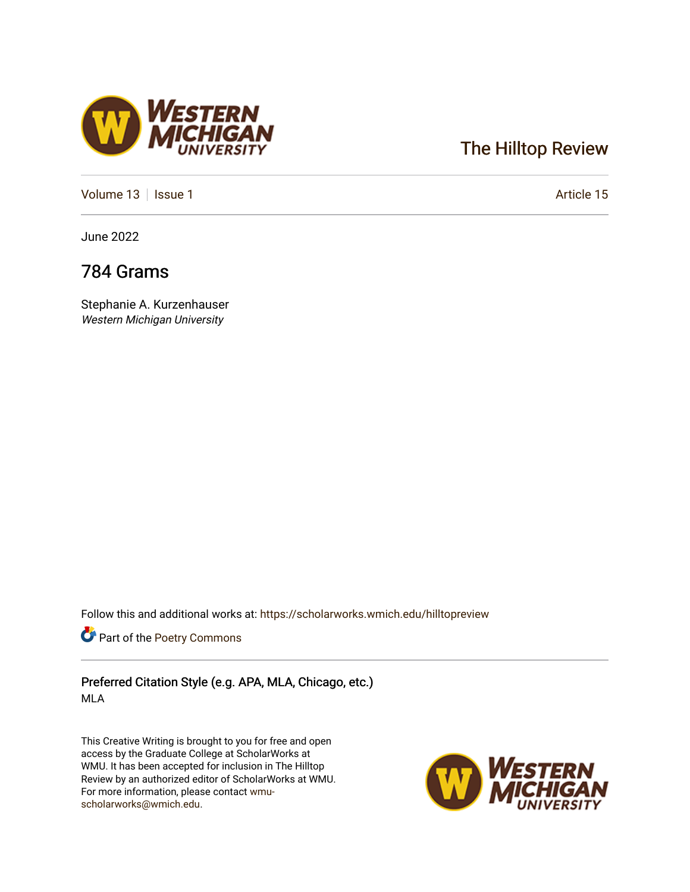The Hilltop Review

Volume 13 | Issue 1 | Article 15

June 2022

# 784 Grams

Stephanie A. Kurzenhauser
*Western Michigan University*

Follow this and additional works at: https://scholarworks.wmich.edu/hilltopreview

Part of the Poetry Commons

## Preferred Citation Style (e.g. APA, MLA, Chicago, etc.)

MLA

This Creative Writing is brought to you for free and open access by the Graduate College at ScholarWorks at WMU. It has been accepted for inclusion in The Hilltop Review by an authorized editor of ScholarWorks at WMU. For more information, please contact wmu-scholarworks@wmich.edu.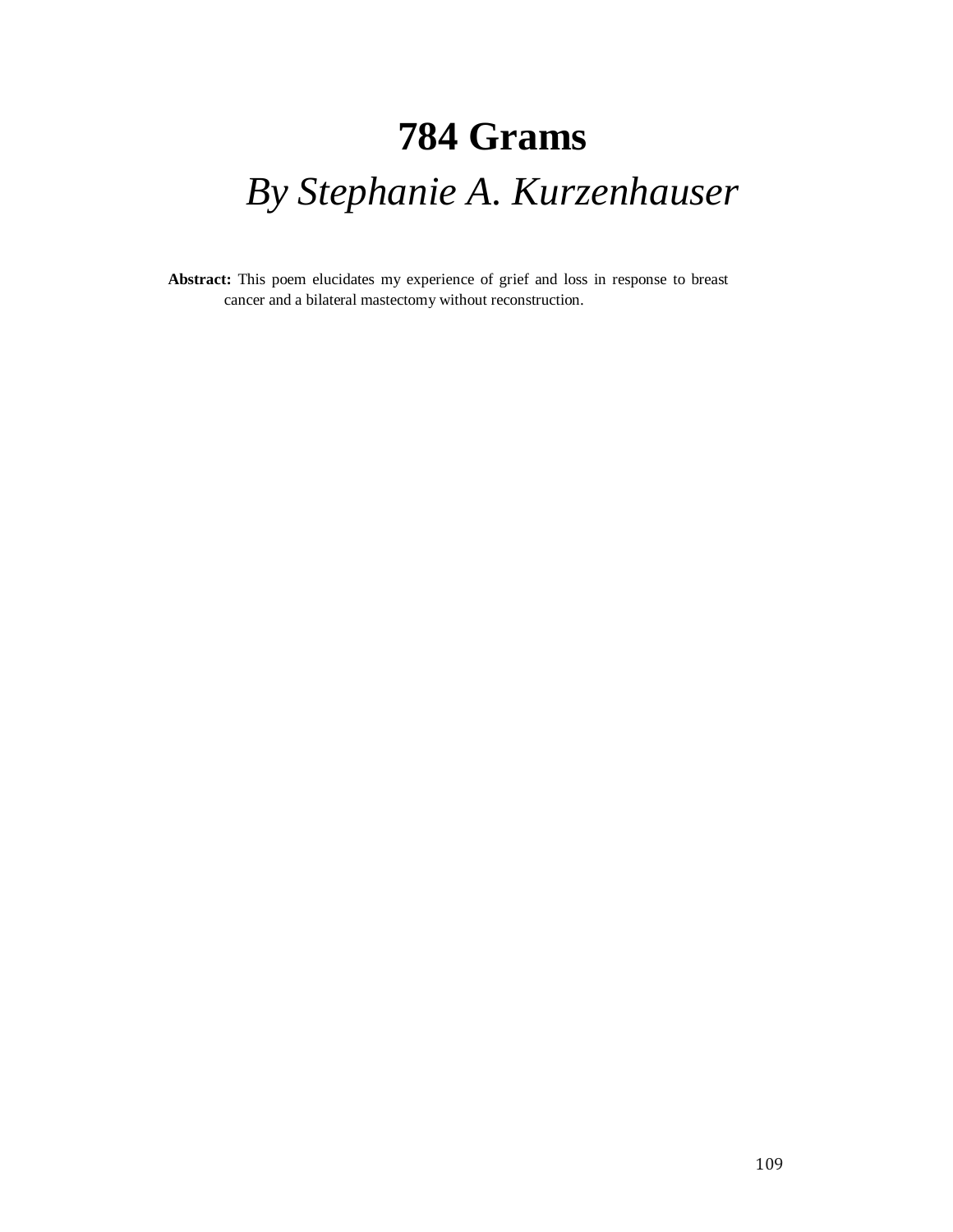# 784 Grams

## *By Stephanie A. Kurzenhauser*

**Abstract:** This poem elucidates my experience of grief and loss in response to breast cancer and a bilateral mastectomy without reconstruction.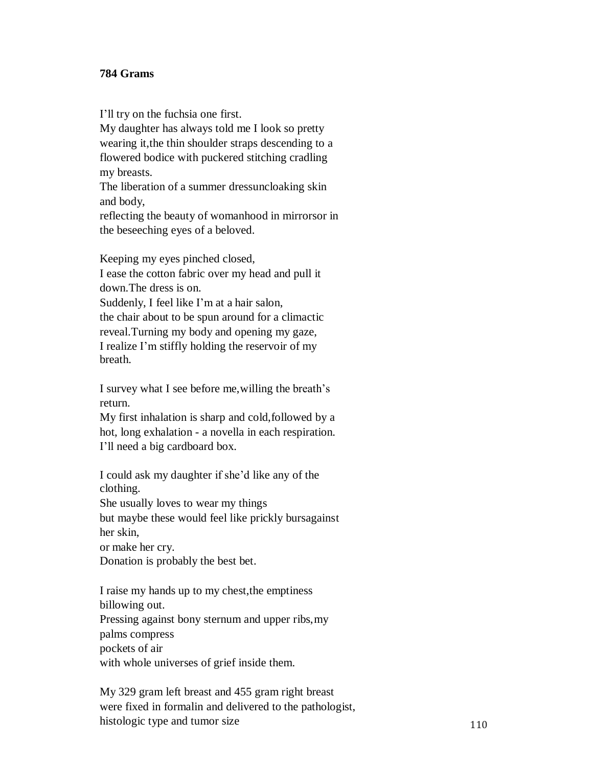**784 Grams**

I'll try on the fuchsia one first.
My daughter has always told me I look so pretty
wearing it,the thin shoulder straps descending to a
flowered bodice with puckered stitching cradling
my breasts.
The liberation of a summer dressuncloaking skin
and body,
reflecting the beauty of womanhood in mirrorsor in
the beseeching eyes of a beloved.

Keeping my eyes pinched closed,
I ease the cotton fabric over my head and pull it
down.The dress is on.
Suddenly, I feel like I'm at a hair salon,
the chair about to be spun around for a climactic
reveal.Turning my body and opening my gaze,
I realize I'm stiffly holding the reservoir of my
breath.

I survey what I see before me,willing the breath's
return.
My first inhalation is sharp and cold,followed by a
hot, long exhalation - a novella in each respiration.
I'll need a big cardboard box.

I could ask my daughter if she'd like any of the
clothing.
She usually loves to wear my things
but maybe these would feel like prickly bursagainst
her skin,
or make her cry.
Donation is probably the best bet.

I raise my hands up to my chest,the emptiness
billowing out.
Pressing against bony sternum and upper ribs,my
palms compress
pockets of air
with whole universes of grief inside them.

My 329 gram left breast and 455 gram right breast
were fixed in formalin and delivered to the pathologist,
histologic type and tumor size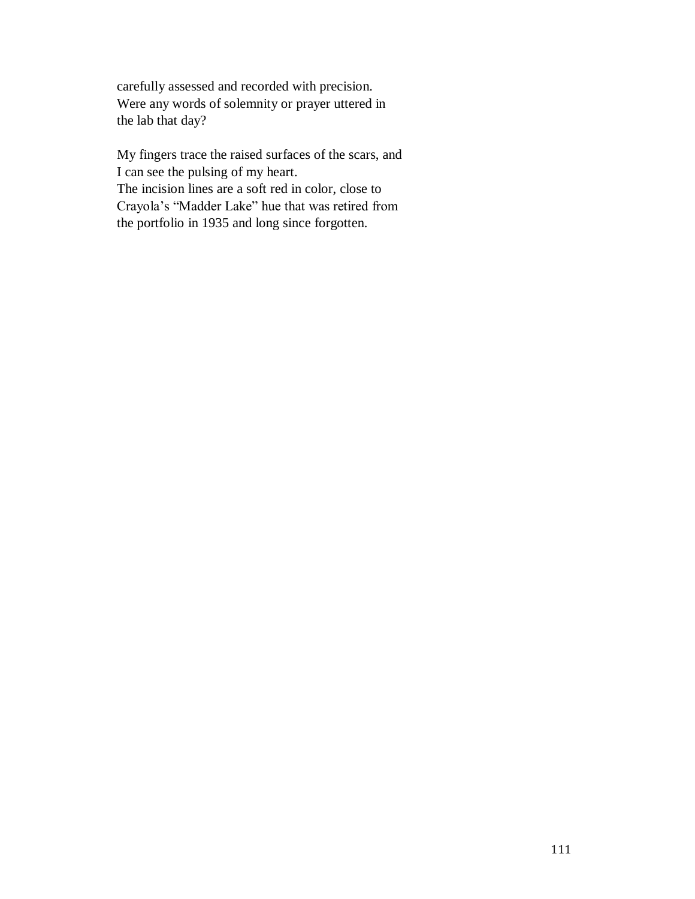carefully assessed and recorded with precision.
Were any words of solemnity or prayer uttered in
the lab that day?

My fingers trace the raised surfaces of the scars, and
I can see the pulsing of my heart.
The incision lines are a soft red in color, close to
Crayola's "Madder Lake" hue that was retired from
the portfolio in 1935 and long since forgotten.